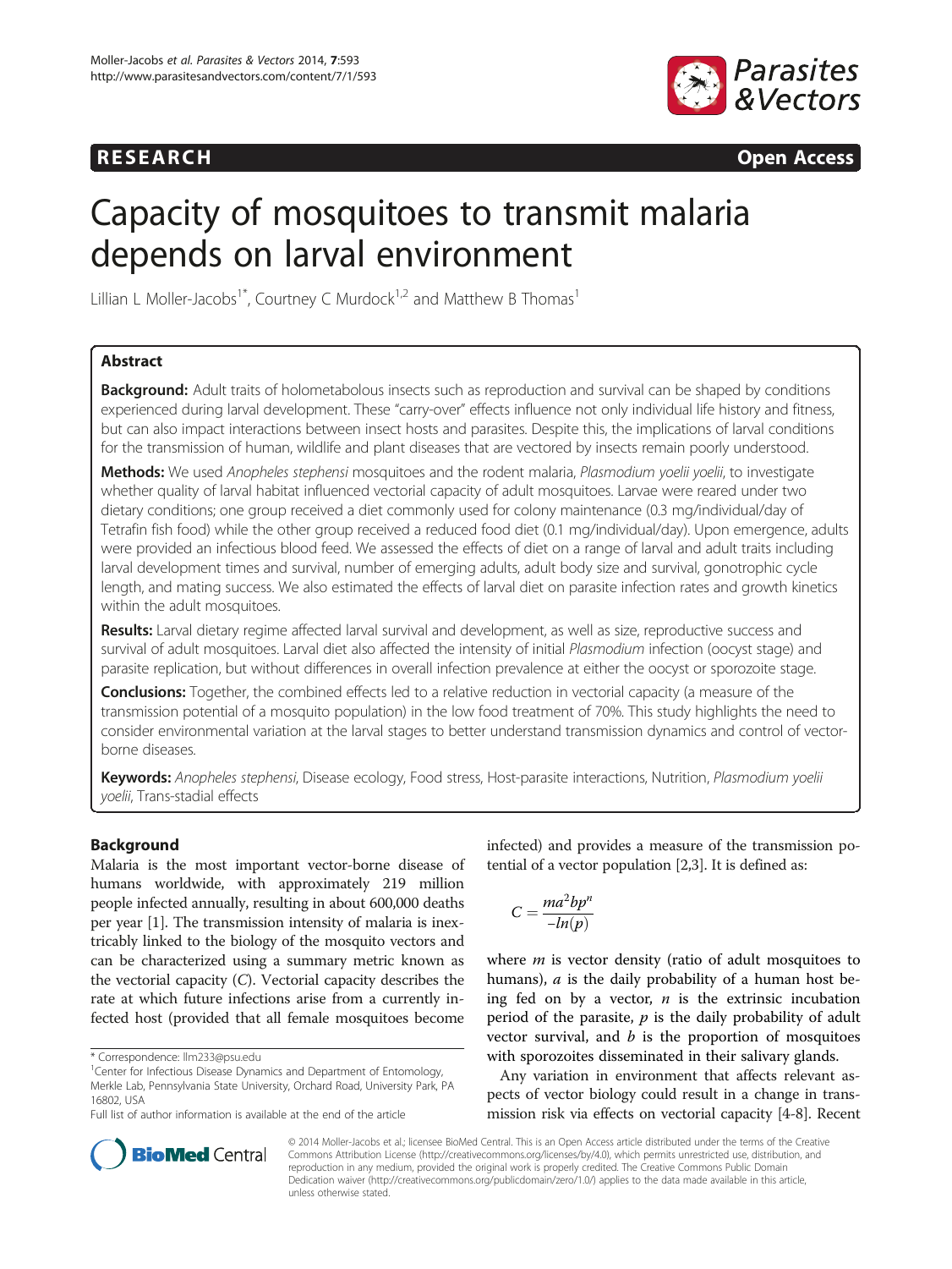**RESEARCH** **Open Access**

# Capacity of mosquitoes to transmit malaria depends on larval environment

Lillian L Moller-Jacobs[1*], Courtney C Murdock[1,2] and Matthew B Thomas[1]

## Abstract

**Background:** Adult traits of holometabolous insects such as reproduction and survival can be shaped by conditions experienced during larval development. These "carry-over" effects influence not only individual life history and fitness, but can also impact interactions between insect hosts and parasites. Despite this, the implications of larval conditions for the transmission of human, wildlife and plant diseases that are vectored by insects remain poorly understood.

**Methods:** We used *Anopheles stephensi* mosquitoes and the rodent malaria, *Plasmodium yoelii yoelii*, to investigate whether quality of larval habitat influenced vectorial capacity of adult mosquitoes. Larvae were reared under two dietary conditions; one group received a diet commonly used for colony maintenance (0.3 mg/individual/day of Tetrafin fish food) while the other group received a reduced food diet (0.1 mg/individual/day). Upon emergence, adults were provided an infectious blood feed. We assessed the effects of diet on a range of larval and adult traits including larval development times and survival, number of emerging adults, adult body size and survival, gonotrophic cycle length, and mating success. We also estimated the effects of larval diet on parasite infection rates and growth kinetics within the adult mosquitoes.

**Results:** Larval dietary regime affected larval survival and development, as well as size, reproductive success and survival of adult mosquitoes. Larval diet also affected the intensity of initial *Plasmodium* infection (oocyst stage) and parasite replication, but without differences in overall infection prevalence at either the oocyst or sporozoite stage.

**Conclusions:** Together, the combined effects led to a relative reduction in vectorial capacity (a measure of the transmission potential of a mosquito population) in the low food treatment of 70%. This study highlights the need to consider environmental variation at the larval stages to better understand transmission dynamics and control of vector-borne diseases.

**Keywords:** *Anopheles stephensi*, Disease ecology, Food stress, Host-parasite interactions, Nutrition, *Plasmodium yoelii yoelii*, Trans-stadial effects

## Background

Malaria is the most important vector-borne disease of humans worldwide, with approximately 219 million people infected annually, resulting in about 600,000 deaths per year [1]. The transmission intensity of malaria is inextricably linked to the biology of the mosquito vectors and can be characterized using a summary metric known as the vectorial capacity ($C$). Vectorial capacity describes the rate at which future infections arise from a currently infected host (provided that all female mosquitoes become infected) and provides a measure of the transmission potential of a vector population [2,3]. It is defined as:

$$C = \frac{ma^2bp^n}{-ln(p)}$$

where $m$ is vector density (ratio of adult mosquitoes to humans), $a$ is the daily probability of a human host being fed on by a vector, $n$ is the extrinsic incubation period of the parasite, $p$ is the daily probability of adult vector survival, and $b$ is the proportion of mosquitoes with sporozoites disseminated in their salivary glands.

Any variation in environment that affects relevant aspects of vector biology could result in a change in transmission risk via effects on vectorial capacity [4-8]. Recent

\* Correspondence: llm233@psu.edu
[1]Center for Infectious Disease Dynamics and Department of Entomology, Merkle Lab, Pennsylvania State University, Orchard Road, University Park, PA 16802, USA
Full list of author information is available at the end of the article

© 2014 Moller-Jacobs et al.; licensee BioMed Central. This is an Open Access article distributed under the terms of the Creative Commons Attribution License (http://creativecommons.org/licenses/by/4.0), which permits unrestricted use, distribution, and reproduction in any medium, provided the original work is properly credited. The Creative Commons Public Domain Dedication waiver (http://creativecommons.org/publicdomain/zero/1.0/) applies to the data made available in this article, unless otherwise stated.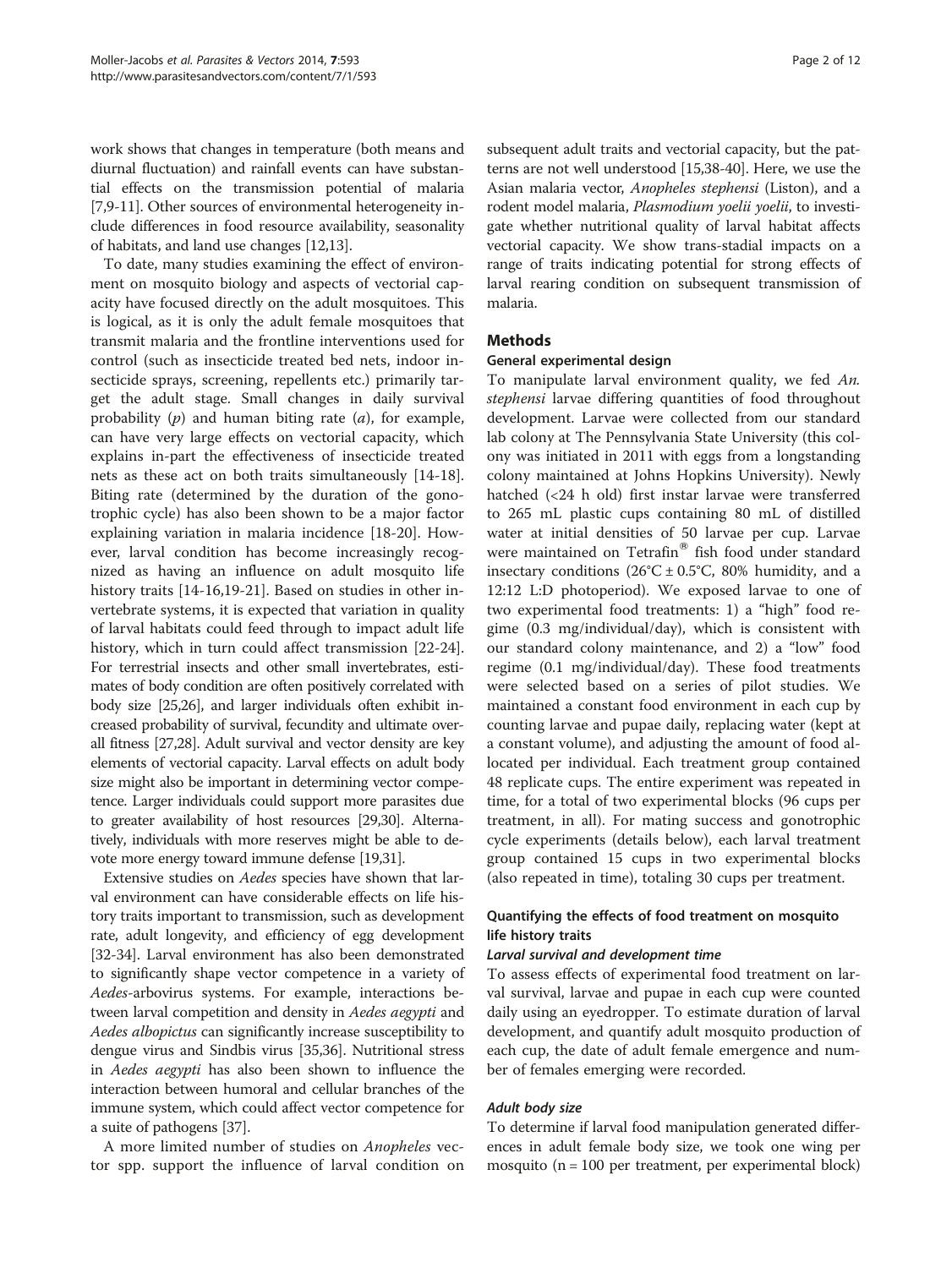work shows that changes in temperature (both means and diurnal fluctuation) and rainfall events can have substantial effects on the transmission potential of malaria [7,9-11]. Other sources of environmental heterogeneity include differences in food resource availability, seasonality of habitats, and land use changes [12,13].

To date, many studies examining the effect of environment on mosquito biology and aspects of vectorial capacity have focused directly on the adult mosquitoes. This is logical, as it is only the adult female mosquitoes that transmit malaria and the frontline interventions used for control (such as insecticide treated bed nets, indoor insecticide sprays, screening, repellents etc.) primarily target the adult stage. Small changes in daily survival probability ($p$) and human biting rate ($a$), for example, can have very large effects on vectorial capacity, which explains in-part the effectiveness of insecticide treated nets as these act on both traits simultaneously [14-18]. Biting rate (determined by the duration of the gonotrophic cycle) has also been shown to be a major factor explaining variation in malaria incidence [18-20]. However, larval condition has become increasingly recognized as having an influence on adult mosquito life history traits [14-16,19-21]. Based on studies in other invertebrate systems, it is expected that variation in quality of larval habitats could feed through to impact adult life history, which in turn could affect transmission [22-24]. For terrestrial insects and other small invertebrates, estimates of body condition are often positively correlated with body size [25,26], and larger individuals often exhibit increased probability of survival, fecundity and ultimate overall fitness [27,28]. Adult survival and vector density are key elements of vectorial capacity. Larval effects on adult body size might also be important in determining vector competence. Larger individuals could support more parasites due to greater availability of host resources [29,30]. Alternatively, individuals with more reserves might be able to devote more energy toward immune defense [19,31].

Extensive studies on *Aedes* species have shown that larval environment can have considerable effects on life history traits important to transmission, such as development rate, adult longevity, and efficiency of egg development [32-34]. Larval environment has also been demonstrated to significantly shape vector competence in a variety of *Aedes*-arbovirus systems. For example, interactions between larval competition and density in *Aedes aegypti* and *Aedes albopictus* can significantly increase susceptibility to dengue virus and Sindbis virus [35,36]. Nutritional stress in *Aedes aegypti* has also been shown to influence the interaction between humoral and cellular branches of the immune system, which could affect vector competence for a suite of pathogens [37].

A more limited number of studies on *Anopheles* vector spp. support the influence of larval condition on subsequent adult traits and vectorial capacity, but the patterns are not well understood [15,38-40]. Here, we use the Asian malaria vector, *Anopheles stephensi* (Liston), and a rodent model malaria, *Plasmodium yoelii yoelii*, to investigate whether nutritional quality of larval habitat affects vectorial capacity. We show trans-stadial impacts on a range of traits indicating potential for strong effects of larval rearing condition on subsequent transmission of malaria.

## Methods

### General experimental design

To manipulate larval environment quality, we fed *An. stephensi* larvae differing quantities of food throughout development. Larvae were collected from our standard lab colony at The Pennsylvania State University (this colony was initiated in 2011 with eggs from a longstanding colony maintained at Johns Hopkins University). Newly hatched (<24 h old) first instar larvae were transferred to 265 mL plastic cups containing 80 mL of distilled water at initial densities of 50 larvae per cup. Larvae were maintained on Tetrafin® fish food under standard insectary conditions (26°C ± 0.5°C, 80% humidity, and a 12:12 L:D photoperiod). We exposed larvae to one of two experimental food treatments: 1) a "high" food regime (0.3 mg/individual/day), which is consistent with our standard colony maintenance, and 2) a "low" food regime (0.1 mg/individual/day). These food treatments were selected based on a series of pilot studies. We maintained a constant food environment in each cup by counting larvae and pupae daily, replacing water (kept at a constant volume), and adjusting the amount of food allocated per individual. Each treatment group contained 48 replicate cups. The entire experiment was repeated in time, for a total of two experimental blocks (96 cups per treatment, in all). For mating success and gonotrophic cycle experiments (details below), each larval treatment group contained 15 cups in two experimental blocks (also repeated in time), totaling 30 cups per treatment.

### Quantifying the effects of food treatment on mosquito life history traits

#### Larval survival and development time

To assess effects of experimental food treatment on larval survival, larvae and pupae in each cup were counted daily using an eyedropper. To estimate duration of larval development, and quantify adult mosquito production of each cup, the date of adult female emergence and number of females emerging were recorded.

#### Adult body size

To determine if larval food manipulation generated differences in adult female body size, we took one wing per mosquito (n = 100 per treatment, per experimental block)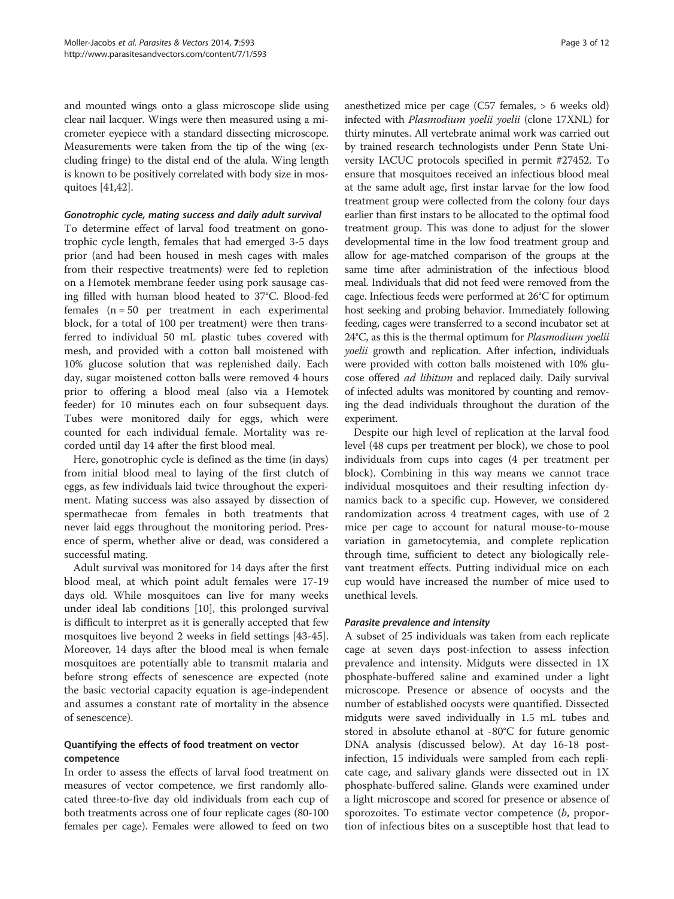and mounted wings onto a glass microscope slide using clear nail lacquer. Wings were then measured using a micrometer eyepiece with a standard dissecting microscope. Measurements were taken from the tip of the wing (excluding fringe) to the distal end of the alula. Wing length is known to be positively correlated with body size in mosquitoes [41,42].

#### *Gonotrophic cycle, mating success and daily adult survival*

To determine effect of larval food treatment on gonotrophic cycle length, females that had emerged 3-5 days prior (and had been housed in mesh cages with males from their respective treatments) were fed to repletion on a Hemotek membrane feeder using pork sausage casing filled with human blood heated to 37°C. Blood-fed females (n = 50 per treatment in each experimental block, for a total of 100 per treatment) were then transferred to individual 50 mL plastic tubes covered with mesh, and provided with a cotton ball moistened with 10% glucose solution that was replenished daily. Each day, sugar moistened cotton balls were removed 4 hours prior to offering a blood meal (also via a Hemotek feeder) for 10 minutes each on four subsequent days. Tubes were monitored daily for eggs, which were counted for each individual female. Mortality was recorded until day 14 after the first blood meal.

Here, gonotrophic cycle is defined as the time (in days) from initial blood meal to laying of the first clutch of eggs, as few individuals laid twice throughout the experiment. Mating success was also assayed by dissection of spermathecae from females in both treatments that never laid eggs throughout the monitoring period. Presence of sperm, whether alive or dead, was considered a successful mating.

Adult survival was monitored for 14 days after the first blood meal, at which point adult females were 17-19 days old. While mosquitoes can live for many weeks under ideal lab conditions [10], this prolonged survival is difficult to interpret as it is generally accepted that few mosquitoes live beyond 2 weeks in field settings [43-45]. Moreover, 14 days after the blood meal is when female mosquitoes are potentially able to transmit malaria and before strong effects of senescence are expected (note the basic vectorial capacity equation is age-independent and assumes a constant rate of mortality in the absence of senescence).

### Quantifying the effects of food treatment on vector competence

In order to assess the effects of larval food treatment on measures of vector competence, we first randomly allocated three-to-five day old individuals from each cup of both treatments across one of four replicate cages (80-100 females per cage). Females were allowed to feed on two anesthetized mice per cage (C57 females, > 6 weeks old) infected with *Plasmodium yoelii yoelii* (clone 17XNL) for thirty minutes. All vertebrate animal work was carried out by trained research technologists under Penn State University IACUC protocols specified in permit #27452. To ensure that mosquitoes received an infectious blood meal at the same adult age, first instar larvae for the low food treatment group were collected from the colony four days earlier than first instars to be allocated to the optimal food treatment group. This was done to adjust for the slower developmental time in the low food treatment group and allow for age-matched comparison of the groups at the same time after administration of the infectious blood meal. Individuals that did not feed were removed from the cage. Infectious feeds were performed at 26°C for optimum host seeking and probing behavior. Immediately following feeding, cages were transferred to a second incubator set at 24°C, as this is the thermal optimum for *Plasmodium yoelii yoelii* growth and replication. After infection, individuals were provided with cotton balls moistened with 10% glucose offered *ad libitum* and replaced daily. Daily survival of infected adults was monitored by counting and removing the dead individuals throughout the duration of the experiment.

Despite our high level of replication at the larval food level (48 cups per treatment per block), we chose to pool individuals from cups into cages (4 per treatment per block). Combining in this way means we cannot trace individual mosquitoes and their resulting infection dynamics back to a specific cup. However, we considered randomization across 4 treatment cages, with use of 2 mice per cage to account for natural mouse-to-mouse variation in gametocytemia, and complete replication through time, sufficient to detect any biologically relevant treatment effects. Putting individual mice on each cup would have increased the number of mice used to unethical levels.

#### *Parasite prevalence and intensity*

A subset of 25 individuals was taken from each replicate cage at seven days post-infection to assess infection prevalence and intensity. Midguts were dissected in 1X phosphate-buffered saline and examined under a light microscope. Presence or absence of oocysts and the number of established oocysts were quantified. Dissected midguts were saved individually in 1.5 mL tubes and stored in absolute ethanol at -80°C for future genomic DNA analysis (discussed below). At day 16-18 post-infection, 15 individuals were sampled from each replicate cage, and salivary glands were dissected out in 1X phosphate-buffered saline. Glands were examined under a light microscope and scored for presence or absence of sporozoites. To estimate vector competence ($b$, proportion of infectious bites on a susceptible host that lead to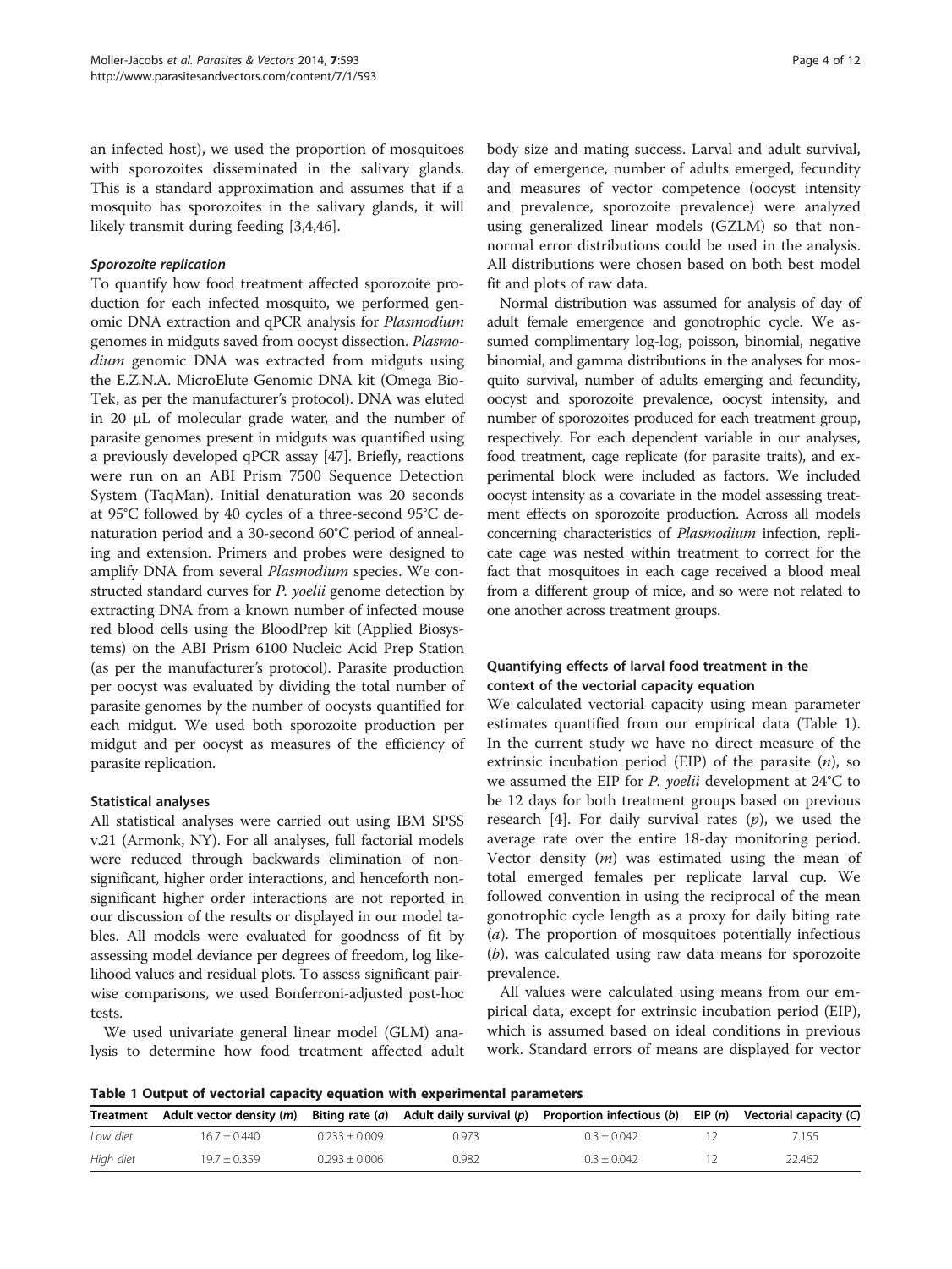an infected host), we used the proportion of mosquitoes with sporozoites disseminated in the salivary glands. This is a standard approximation and assumes that if a mosquito has sporozoites in the salivary glands, it will likely transmit during feeding [3,4,46].

#### *Sporozoite replication*

To quantify how food treatment affected sporozoite production for each infected mosquito, we performed genomic DNA extraction and qPCR analysis for *Plasmodium* genomes in midguts saved from oocyst dissection. *Plasmodium* genomic DNA was extracted from midguts using the E.Z.N.A. MicroElute Genomic DNA kit (Omega Bio-Tek, as per the manufacturer's protocol). DNA was eluted in 20 μL of molecular grade water, and the number of parasite genomes present in midguts was quantified using a previously developed qPCR assay [47]. Briefly, reactions were run on an ABI Prism 7500 Sequence Detection System (TaqMan). Initial denaturation was 20 seconds at 95°C followed by 40 cycles of a three-second 95°C denaturation period and a 30-second 60°C period of annealing and extension. Primers and probes were designed to amplify DNA from several *Plasmodium* species. We constructed standard curves for *P. yoelii* genome detection by extracting DNA from a known number of infected mouse red blood cells using the BloodPrep kit (Applied Biosystems) on the ABI Prism 6100 Nucleic Acid Prep Station (as per the manufacturer's protocol). Parasite production per oocyst was evaluated by dividing the total number of parasite genomes by the number of oocysts quantified for each midgut. We used both sporozoite production per midgut and per oocyst as measures of the efficiency of parasite replication.

### Statistical analyses

All statistical analyses were carried out using IBM SPSS v.21 (Armonk, NY). For all analyses, full factorial models were reduced through backwards elimination of non-significant, higher order interactions, and henceforth non-significant higher order interactions are not reported in our discussion of the results or displayed in our model tables. All models were evaluated for goodness of fit by assessing model deviance per degrees of freedom, log likelihood values and residual plots. To assess significant pairwise comparisons, we used Bonferroni-adjusted post-hoc tests.

We used univariate general linear model (GLM) analysis to determine how food treatment affected adult body size and mating success. Larval and adult survival, day of emergence, number of adults emerged, fecundity and measures of vector competence (oocyst intensity and prevalence, sporozoite prevalence) were analyzed using generalized linear models (GZLM) so that non-normal error distributions could be used in the analysis. All distributions were chosen based on both best model fit and plots of raw data.

Normal distribution was assumed for analysis of day of adult female emergence and gonotrophic cycle. We assumed complimentary log-log, poisson, binomial, negative binomial, and gamma distributions in the analyses for mosquito survival, number of adults emerging and fecundity, oocyst and sporozoite prevalence, oocyst intensity, and number of sporozoites produced for each treatment group, respectively. For each dependent variable in our analyses, food treatment, cage replicate (for parasite traits), and experimental block were included as factors. We included oocyst intensity as a covariate in the model assessing treatment effects on sporozoite production. Across all models concerning characteristics of *Plasmodium* infection, replicate cage was nested within treatment to correct for the fact that mosquitoes in each cage received a blood meal from a different group of mice, and so were not related to one another across treatment groups.

### Quantifying effects of larval food treatment in the context of the vectorial capacity equation

We calculated vectorial capacity using mean parameter estimates quantified from our empirical data (Table 1). In the current study we have no direct measure of the extrinsic incubation period (EIP) of the parasite ($n$), so we assumed the EIP for *P. yoelii* development at 24°C to be 12 days for both treatment groups based on previous research [4]. For daily survival rates ($p$), we used the average rate over the entire 18-day monitoring period. Vector density ($m$) was estimated using the mean of total emerged females per replicate larval cup. We followed convention in using the reciprocal of the mean gonotrophic cycle length as a proxy for daily biting rate ($a$). The proportion of mosquitoes potentially infectious ($b$), was calculated using raw data means for sporozoite prevalence.

All values were calculated using means from our empirical data, except for extrinsic incubation period (EIP), which is assumed based on ideal conditions in previous work. Standard errors of means are displayed for vector

**Table 1 Output of vectorial capacity equation with experimental parameters**

| Treatment | Adult vector density ($m$) | Biting rate ($a$) | Adult daily survival ($p$) | Proportion infectious ($b$) | EIP ($n$) | Vectorial capacity ($C$) |
|---|---|---|---|---|---|---|
| *Low diet* | 16.7 ± 0.440 | 0.233 ± 0.009 | 0.973 | 0.3 ± 0.042 | 12 | 7.155 |
| *High diet* | 19.7 ± 0.359 | 0.293 ± 0.006 | 0.982 | 0.3 ± 0.042 | 12 | 22.462 |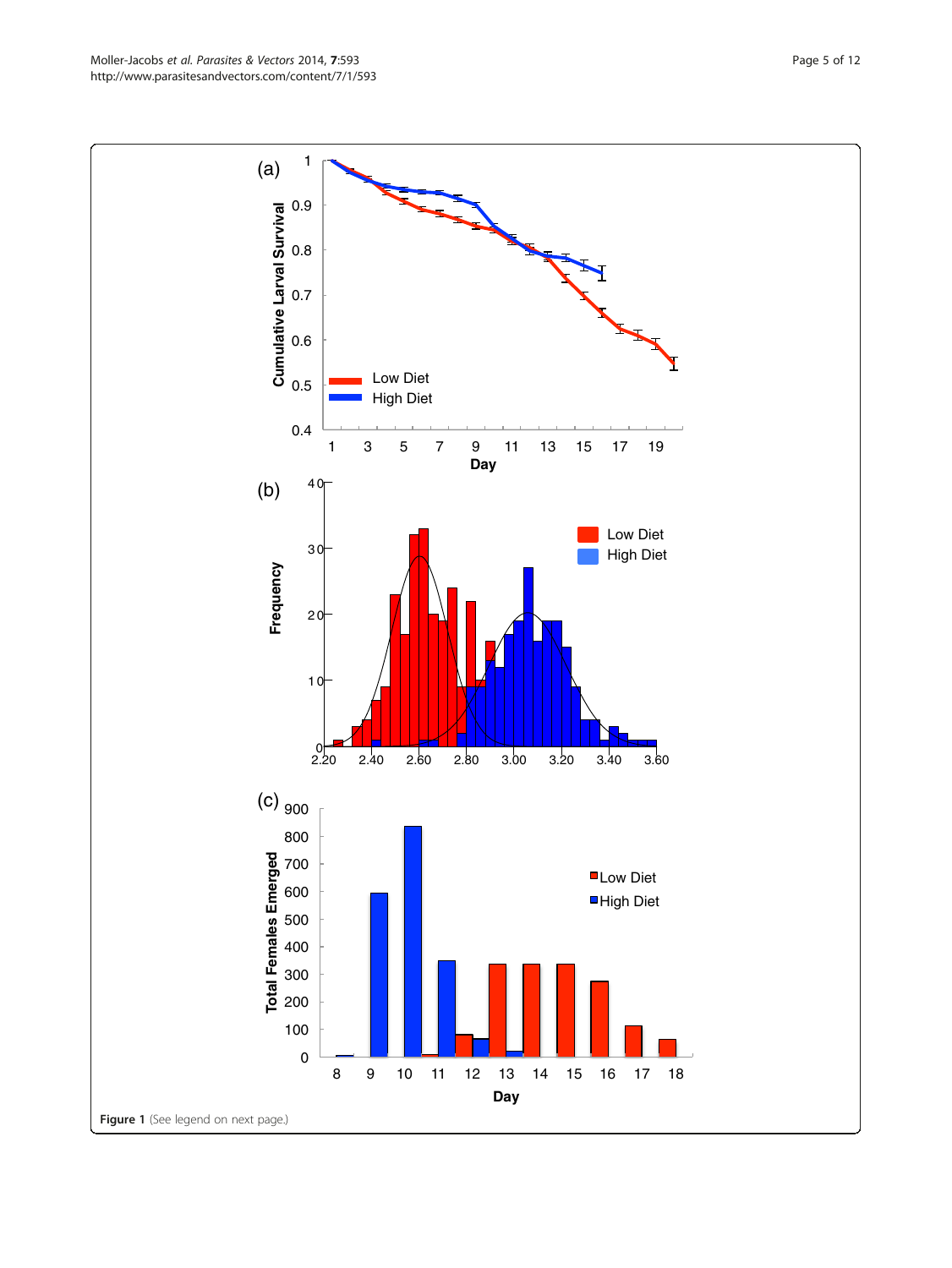**Figure 1** (See legend on next page.)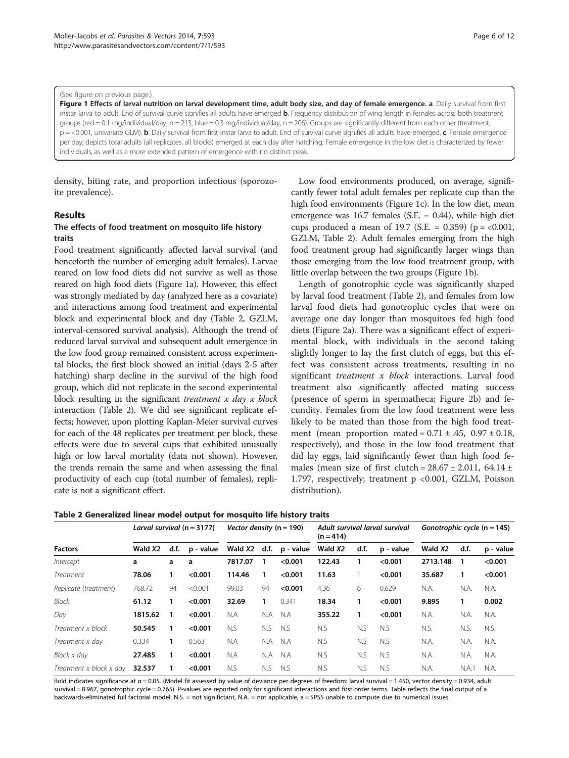(See figure on previous page.)

**Figure 1 Effects of larval nutrition on larval development time, adult body size, and day of female emergence. a**. Daily survival from first instar larva to adult. End of survival curve signifies all adults have emerged **b**. Frequency distribution of wing length in females across both treatment groups (red = 0.1 mg/individual/day, n = 213, blue = 0.3 mg/individual/day, n = 206). Groups are significantly different from each other (treatment, p = <0.001, univariate GLM). **b**. Daily survival from first instar larva to adult. End of survival curve signifies all adults have emerged. **c**. Female emergence per day; depicts total adults (all replicates, all blocks) emerged at each day after hatching. Female emergence in the low diet is characterized by fewer individuals, as well as a more extended pattern of emergence with no distinct peak.

density, biting rate, and proportion infectious (sporozoite prevalence).

## Results

### The effects of food treatment on mosquito life history traits

Food treatment significantly affected larval survival (and henceforth the number of emerging adult females). Larvae reared on low food diets did not survive as well as those reared on high food diets (Figure 1a). However, this effect was strongly mediated by day (analyzed here as a covariate) and interactions among food treatment and experimental block and experimental block and day (Table 2, GZLM, interval-censored survival analysis). Although the trend of reduced larval survival and subsequent adult emergence in the low food group remained consistent across experimental blocks, the first block showed an initial (days 2-5 after hatching) sharp decline in the survival of the high food group, which did not replicate in the second experimental block resulting in the significant *treatment x day x block* interaction (Table 2). We did see significant replicate effects; however, upon plotting Kaplan-Meier survival curves for each of the 48 replicates per treatment per block, these effects were due to several cups that exhibited unusually high or low larval mortality (data not shown). However, the trends remain the same and when assessing the final productivity of each cup (total number of females), replicate is not a significant effect.

Low food environments produced, on average, significantly fewer total adult females per replicate cup than the high food environments (Figure 1c). In the low diet, mean emergence was 16.7 females (S.E. = 0.44), while high diet cups produced a mean of 19.7 (S.E. = 0.359) (p = <0.001, GZLM, Table 2). Adult females emerging from the high food treatment group had significantly larger wings than those emerging from the low food treatment group, with little overlap between the two groups (Figure 1b).

Length of gonotrophic cycle was significantly shaped by larval food treatment (Table 2), and females from low larval food diets had gonotrophic cycles that were on average one day longer than mosquitoes fed high food diets (Figure 2a). There was a significant effect of experimental block, with individuals in the second taking slightly longer to lay the first clutch of eggs, but this effect was consistent across treatments, resulting in no significant *treatment x block* interactions. Larval food treatment also significantly affected mating success (presence of sperm in spermatheca; Figure 2b) and fecundity. Females from the low food treatment were less likely to be mated than those from the high food treatment (mean proportion mated = 0.71 ± .45, 0.97 ± 0.18, respectively), and those in the low food treatment that did lay eggs, laid significantly fewer than high food females (mean size of first clutch = 28.67 ± 2.011, 64.14 ± 1.797, respectively; treatment p <0.001, GZLM, Poisson distribution).

**Table 2 Generalized linear model output for mosquito life history traits**

| | *Larval survival* (n = 3177) | | | *Vector density* (n = 190) | | | *Adult survival larval survival* (n = 414) | | | *Gonotrophic cycle* (n = 145) | | |
|---|---|---|---|---|---|---|---|---|---|---|---|---|
| **Factors** | **Wald** ***X2*** | **d.f.** | **p - value** | **Wald** ***X2*** | **d.f.** | **p - value** | **Wald** ***X2*** | **d.f.** | **p - value** | **Wald** ***X2*** | **d.f.** | **p - value** |
| *Intercept* | **a** | **a** | **a** | 7817.07 | 1 | <0.001 | 122.43 | 1 | <0.001 | 2713.148 | 1 | <0.001 |
| *Treatment* | **78.06** | **1** | **<0.001** | **114.46** | **1** | **<0.001** | **11.63** | 1 | **<0.001** | **35.687** | **1** | **<0.001** |
| *Replicate* (treatment) | 768.72 | 94 | <0.001 | 99.03 | 94 | **<0.001** | 4.36 | 6 | 0.629 | N.A. | N.A. | N.A. |
| *Block* | **61.12** | **1** | **<0.001** | **32.69** | **1** | 0.341 | **18.34** | **1** | **<0.001** | **9.895** | **1** | **0.002** |
| *Day* | **1815.62** | **1** | **<0.001** | N.A | N.A | N.A | **355.22** | **1** | **<0.001** | N.A. | N.A. | N.A. |
| *Treatment x block* | **50.545** | **1** | **<0.001** | N.S | N.S | N.S | N.S | N.S | N.S | N.S. | N.S. | N.S. |
| *Treatment x day* | 0.334 | **1** | 0.563 | N.A | N.A | N.A | N.S | N.S | N.S | N.A. | N.A. | N.A. |
| *Block x day* | **27.485** | **1** | **<0.001** | N.A | N.A | N.A | N.S | N.S | N.S | N.A. | N.A. | N.A. |
| *Treatment x block x day* | **32.537** | **1** | **<0.001** | N.S | N.S | N.S | N.S | N.S | N.S | N.A. | N.A.1 | N.A. |

Bold indicates significance at α = 0.05. (Model fit assessed by value of deviance per degrees of freedom: larval survival = 1.450, vector density = 0.934, adult survival = 8.967, gonotrophic cycle = 0.765). P-values are reported only for significant interactions and first order terms. Table reflects the final output of a backwards-eliminated full factorial model. N.S. = not significant, N.A. = not applicable, a = SPSS unable to compute due to numerical issues.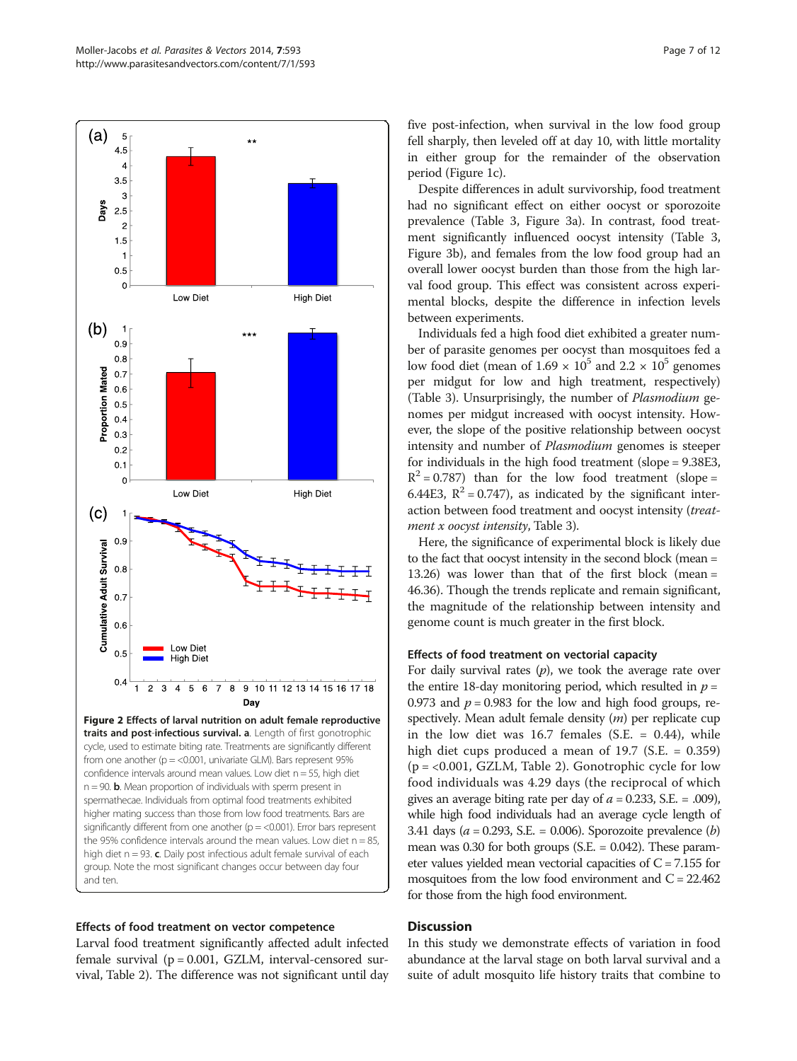**Figure 2 Effects of larval nutrition on adult female reproductive traits and post-infectious survival. a**. Length of first gonotrophic cycle, used to estimate biting rate. Treatments are significantly different from one another (p = <0.001, univariate GLM). Bars represent 95% confidence intervals around mean values. Low diet n = 55, high diet n = 90. **b**. Mean proportion of individuals with sperm present in spermathecae. Individuals from optimal food treatments exhibited higher mating success than those from low food treatments. Bars are significantly different from one another (p = <0.001). Error bars represent the 95% confidence intervals around the mean values. Low diet n = 85, high diet n = 93. **c**. Daily post infectious adult female survival of each group. Note the most significant changes occur between day four and ten.

### Effects of food treatment on vector competence

Larval food treatment significantly affected adult infected female survival (p = 0.001, GZLM, interval-censored survival, Table 2). The difference was not significant until day five post-infection, when survival in the low food group fell sharply, then leveled off at day 10, with little mortality in either group for the remainder of the observation period (Figure 1c).

Despite differences in adult survivorship, food treatment had no significant effect on either oocyst or sporozoite prevalence (Table 3, Figure 3a). In contrast, food treatment significantly influenced oocyst intensity (Table 3, Figure 3b), and females from the low food group had an overall lower oocyst burden than those from the high larval food group. This effect was consistent across experimental blocks, despite the difference in infection levels between experiments.

Individuals fed a high food diet exhibited a greater number of parasite genomes per oocyst than mosquitoes fed a low food diet (mean of $1.69 \times 10^5$ and $2.2 \times 10^5$ genomes per midgut for low and high treatment, respectively) (Table 3). Unsurprisingly, the number of *Plasmodium* genomes per midgut increased with oocyst intensity. However, the slope of the positive relationship between oocyst intensity and number of *Plasmodium* genomes is steeper for individuals in the high food treatment (slope = 9.38E3, $R^2 = 0.787$) than for the low food treatment (slope = 6.44E3, $R^2 = 0.747$), as indicated by the significant interaction between food treatment and oocyst intensity (*treatment x oocyst intensity*, Table 3).

Here, the significance of experimental block is likely due to the fact that oocyst intensity in the second block (mean = 13.26) was lower than that of the first block (mean = 46.36). Though the trends replicate and remain significant, the magnitude of the relationship between intensity and genome count is much greater in the first block.

### Effects of food treatment on vectorial capacity

For daily survival rates ($p$), we took the average rate over the entire 18-day monitoring period, which resulted in $p = 0.973$ and $p = 0.983$ for the low and high food groups, respectively. Mean adult female density ($m$) per replicate cup in the low diet was 16.7 females (S.E. = 0.44), while high diet cups produced a mean of 19.7 (S.E. = 0.359) (p = <0.001, GZLM, Table 2). Gonotrophic cycle for low food individuals was 4.29 days (the reciprocal of which gives an average biting rate per day of $a = 0.233$, S.E. = .009), while high food individuals had an average cycle length of 3.41 days ($a = 0.293$, S.E. = 0.006). Sporozoite prevalence ($b$) mean was 0.30 for both groups (S.E. = 0.042). These parameter values yielded mean vectorial capacities of C = 7.155 for mosquitoes from the low food environment and C = 22.462 for those from the high food environment.

## Discussion

In this study we demonstrate effects of variation in food abundance at the larval stage on both larval survival and a suite of adult mosquito life history traits that combine to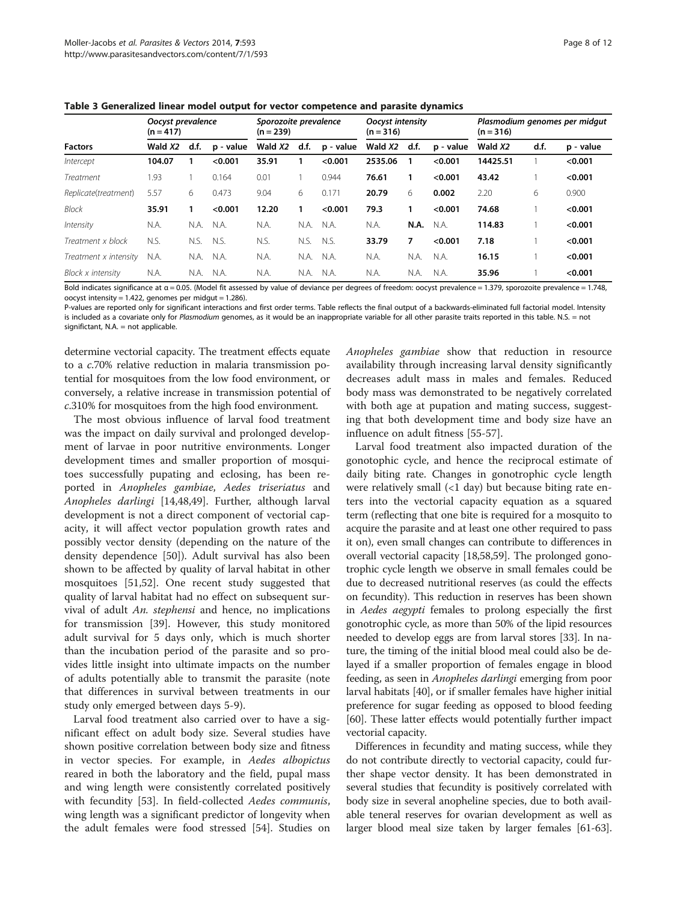**Table 3 Generalized linear model output for vector competence and parasite dynamics**

| Factors | Oocyst prevalence (n = 417) | | | Sporozoite prevalence (n = 239) | | | Oocyst intensity (n = 316) | | | Plasmodium genomes per midgut (n = 316) | | |
|---|---|---|---|---|---|---|---|---|---|---|---|---|
| | Wald $X2$ | d.f. | p - value | Wald $X2$ | d.f. | p - value | Wald $X2$ | d.f. | p - value | Wald $X2$ | d.f. | p - value |
| *Intercept* | **104.07** | **1** | **<0.001** | **35.91** | **1** | **<0.001** | **2535.06** | **1** | **<0.001** | **14425.51** | 1 | **<0.001** |
| *Treatment* | 1.93 | 1 | 0.164 | 0.01 | 1 | 0.944 | **76.61** | **1** | **<0.001** | **43.42** | 1 | **<0.001** |
| *Replicate(treatment)* | 5.57 | 6 | 0.473 | 9.04 | 6 | 0.171 | **20.79** | 6 | **0.002** | 2.20 | 6 | 0.900 |
| *Block* | **35.91** | **1** | **<0.001** | **12.20** | **1** | **<0.001** | **79.3** | **1** | **<0.001** | **74.68** | 1 | **<0.001** |
| *Intensity* | N.A. | N.A. | N.A. | N.A. | N.A. | N.A. | N.A. | **N.A.** | N.A. | **114.83** | 1 | **<0.001** |
| *Treatment x block* | N.S. | N.S. | N.S. | N.S. | N.S. | N.S. | **33.79** | **7** | **<0.001** | **7.18** | 1 | **<0.001** |
| *Treatment x intensity* | N.A. | N.A. | N.A. | N.A. | N.A. | N.A. | N.A. | N.A. | N.A. | **16.15** | 1 | **<0.001** |
| *Block x intensity* | N.A. | N.A. | N.A. | N.A. | N.A. | N.A. | N.A. | N.A. | N.A. | **35.96** | 1 | **<0.001** |

Bold indicates significance at α = 0.05. (Model fit assessed by value of deviance per degrees of freedom: oocyst prevalence = 1.379, sporozoite prevalence = 1.748, oocyst intensity = 1.422, genomes per midgut = 1.286).

P-values are reported only for significant interactions and first order terms. Table reflects the final output of a backwards-eliminated full factorial model. Intensity is included as a covariate only for *Plasmodium* genomes, as it would be an inappropriate variable for all other parasite traits reported in this table. N.S. = not signifticant, N.A. = not applicable.

determine vectorial capacity. The treatment effects equate to a *c*.70% relative reduction in malaria transmission potential for mosquitoes from the low food environment, or conversely, a relative increase in transmission potential of *c*.310% for mosquitoes from the high food environment.

The most obvious influence of larval food treatment was the impact on daily survival and prolonged development of larvae in poor nutritive environments. Longer development times and smaller proportion of mosquitoes successfully pupating and eclosing, has been reported in *Anopheles gambiae*, *Aedes triseriatus* and *Anopheles darlingi* [14,48,49]. Further, although larval development is not a direct component of vectorial capacity, it will affect vector population growth rates and possibly vector density (depending on the nature of the density dependence [50]). Adult survival has also been shown to be affected by quality of larval habitat in other mosquitoes [51,52]. One recent study suggested that quality of larval habitat had no effect on subsequent survival of adult *An. stephensi* and hence, no implications for transmission [39]. However, this study monitored adult survival for 5 days only, which is much shorter than the incubation period of the parasite and so provides little insight into ultimate impacts on the number of adults potentially able to transmit the parasite (note that differences in survival between treatments in our study only emerged between days 5-9).

Larval food treatment also carried over to have a significant effect on adult body size. Several studies have shown positive correlation between body size and fitness in vector species. For example, in *Aedes albopictus* reared in both the laboratory and the field, pupal mass and wing length were consistently correlated positively with fecundity [53]. In field-collected *Aedes communis*, wing length was a significant predictor of longevity when the adult females were food stressed [54]. Studies on *Anopheles gambiae* show that reduction in resource availability through increasing larval density significantly decreases adult mass in males and females. Reduced body mass was demonstrated to be negatively correlated with both age at pupation and mating success, suggesting that both development time and body size have an influence on adult fitness [55-57].

Larval food treatment also impacted duration of the gonotophic cycle, and hence the reciprocal estimate of daily biting rate. Changes in gonotrophic cycle length were relatively small (<1 day) but because biting rate enters into the vectorial capacity equation as a squared term (reflecting that one bite is required for a mosquito to acquire the parasite and at least one other required to pass it on), even small changes can contribute to differences in overall vectorial capacity [18,58,59]. The prolonged gonotrophic cycle length we observe in small females could be due to decreased nutritional reserves (as could the effects on fecundity). This reduction in reserves has been shown in *Aedes aegypti* females to prolong especially the first gonotrophic cycle, as more than 50% of the lipid resources needed to develop eggs are from larval stores [33]. In nature, the timing of the initial blood meal could also be delayed if a smaller proportion of females engage in blood feeding, as seen in *Anopheles darlingi* emerging from poor larval habitats [40], or if smaller females have higher initial preference for sugar feeding as opposed to blood feeding [60]. These latter effects would potentially further impact vectorial capacity.

Differences in fecundity and mating success, while they do not contribute directly to vectorial capacity, could further shape vector density. It has been demonstrated in several studies that fecundity is positively correlated with body size in several anopheline species, due to both available teneral reserves for ovarian development as well as larger blood meal size taken by larger females [61-63].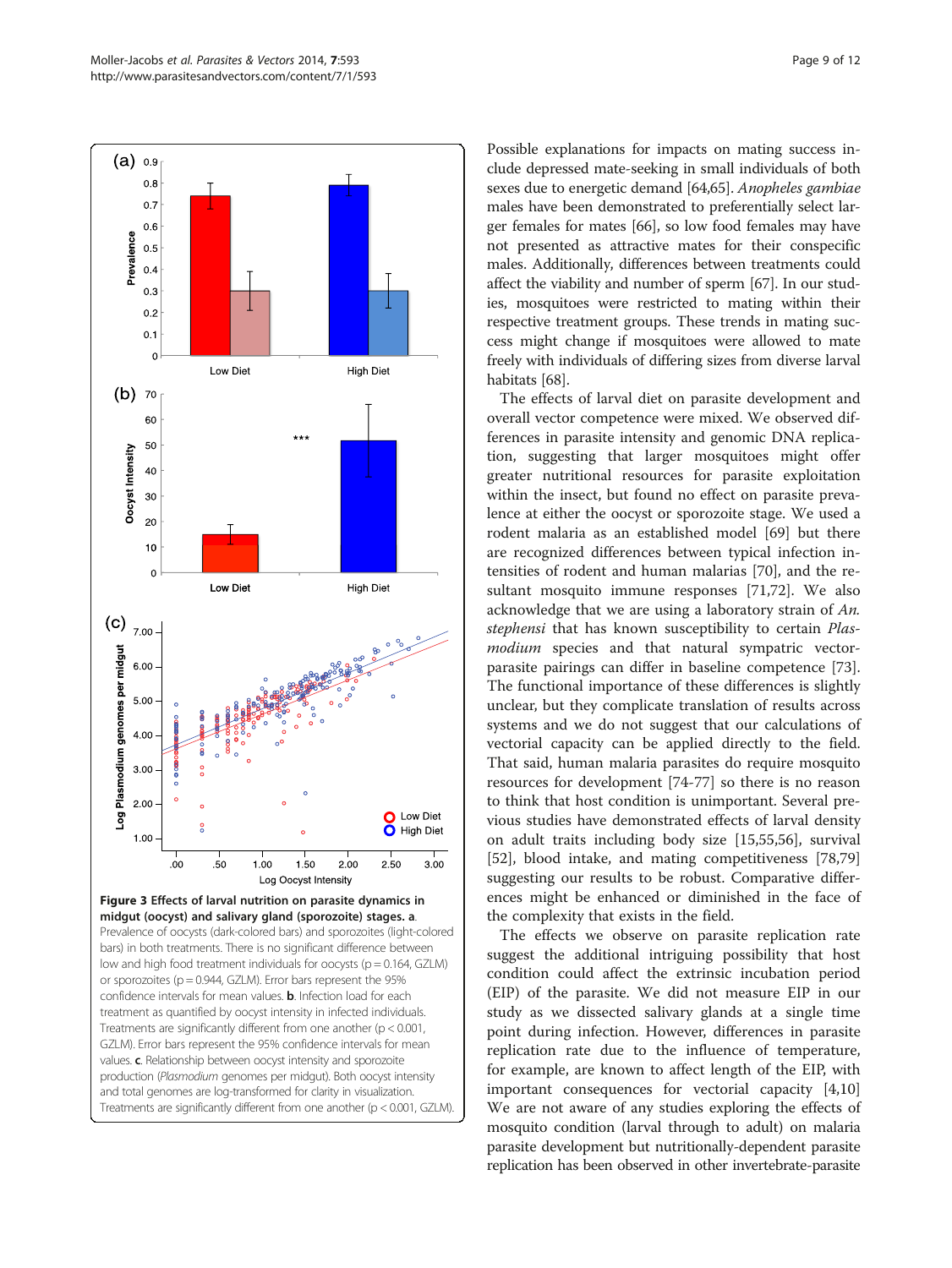**Figure 3 Effects of larval nutrition on parasite dynamics in midgut (oocyst) and salivary gland (sporozoite) stages. a**. Prevalence of oocysts (dark-colored bars) and sporozoites (light-colored bars) in both treatments. There is no significant difference between low and high food treatment individuals for oocysts (p = 0.164, GZLM) or sporozoites (p = 0.944, GZLM). Error bars represent the 95% confidence intervals for mean values. **b**. Infection load for each treatment as quantified by oocyst intensity in infected individuals. Treatments are significantly different from one another (p < 0.001, GZLM). Error bars represent the 95% confidence intervals for mean values. **c**. Relationship between oocyst intensity and sporozoite production (*Plasmodium* genomes per midgut). Both oocyst intensity and total genomes are log-transformed for clarity in visualization. Treatments are significantly different from one another (p < 0.001, GZLM).

Possible explanations for impacts on mating success include depressed mate-seeking in small individuals of both sexes due to energetic demand [64,65]. *Anopheles gambiae* males have been demonstrated to preferentially select larger females for mates [66], so low food females may have not presented as attractive mates for their conspecific males. Additionally, differences between treatments could affect the viability and number of sperm [67]. In our studies, mosquitoes were restricted to mating within their respective treatment groups. These trends in mating success might change if mosquitoes were allowed to mate freely with individuals of differing sizes from diverse larval habitats [68].

The effects of larval diet on parasite development and overall vector competence were mixed. We observed differences in parasite intensity and genomic DNA replication, suggesting that larger mosquitoes might offer greater nutritional resources for parasite exploitation within the insect, but found no effect on parasite prevalence at either the oocyst or sporozoite stage. We used a rodent malaria as an established model [69] but there are recognized differences between typical infection intensities of rodent and human malarias [70], and the resultant mosquito immune responses [71,72]. We also acknowledge that we are using a laboratory strain of *An. stephensi* that has known susceptibility to certain *Plasmodium* species and that natural sympatric vector-parasite pairings can differ in baseline competence [73]. The functional importance of these differences is slightly unclear, but they complicate translation of results across systems and we do not suggest that our calculations of vectorial capacity can be applied directly to the field. That said, human malaria parasites do require mosquito resources for development [74-77] so there is no reason to think that host condition is unimportant. Several previous studies have demonstrated effects of larval density on adult traits including body size [15,55,56], survival [52], blood intake, and mating competitiveness [78,79] suggesting our results to be robust. Comparative differences might be enhanced or diminished in the face of the complexity that exists in the field.

The effects we observe on parasite replication rate suggest the additional intriguing possibility that host condition could affect the extrinsic incubation period (EIP) of the parasite. We did not measure EIP in our study as we dissected salivary glands at a single time point during infection. However, differences in parasite replication rate due to the influence of temperature, for example, are known to affect length of the EIP, with important consequences for vectorial capacity [4,10] We are not aware of any studies exploring the effects of mosquito condition (larval through to adult) on malaria parasite development but nutritionally-dependent parasite replication has been observed in other invertebrate-parasite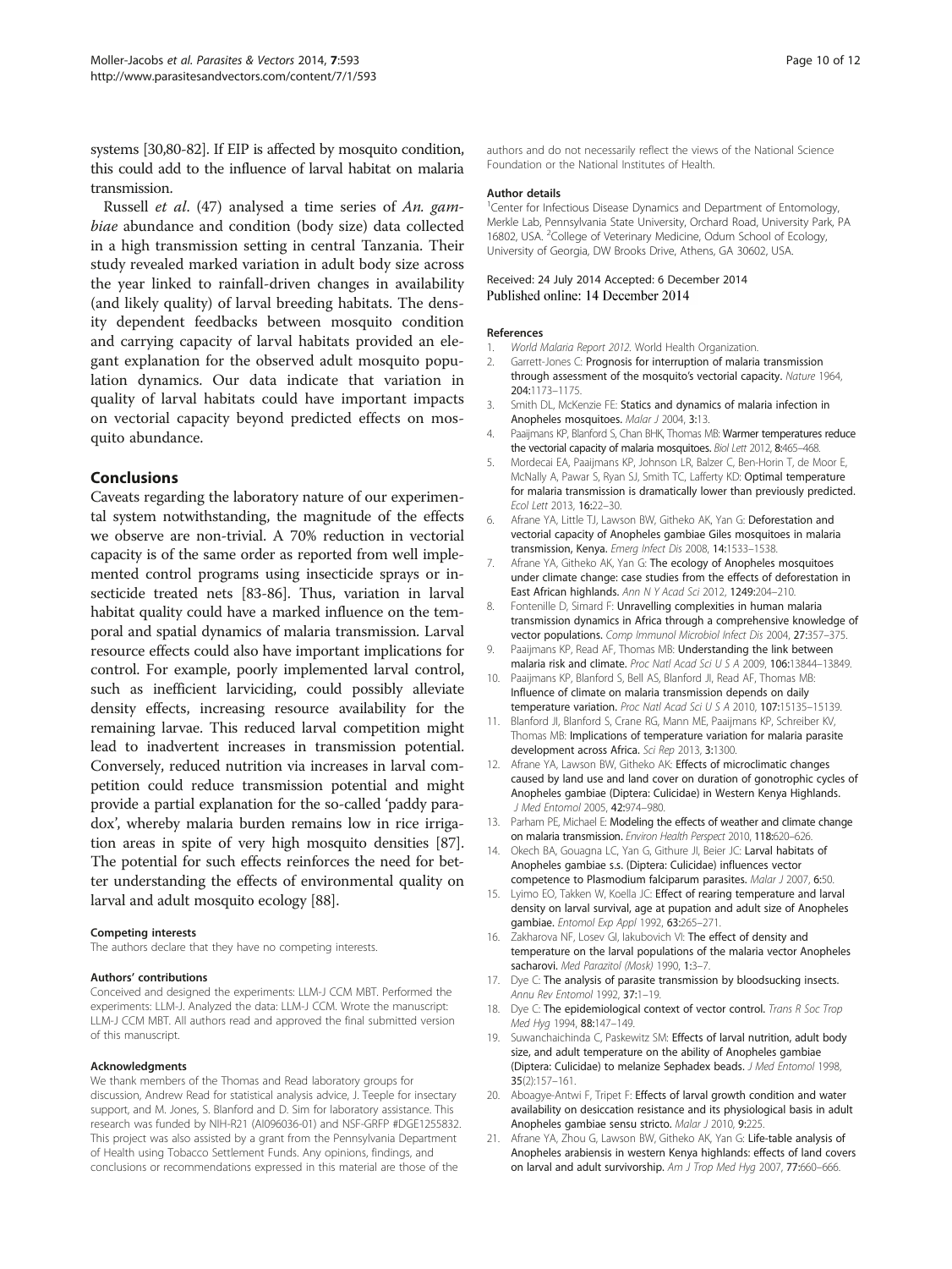systems [30,80-82]. If EIP is affected by mosquito condition, this could add to the influence of larval habitat on malaria transmission.

Russell *et al*. (47) analysed a time series of *An. gambiae* abundance and condition (body size) data collected in a high transmission setting in central Tanzania. Their study revealed marked variation in adult body size across the year linked to rainfall-driven changes in availability (and likely quality) of larval breeding habitats. The density dependent feedbacks between mosquito condition and carrying capacity of larval habitats provided an elegant explanation for the observed adult mosquito population dynamics. Our data indicate that variation in quality of larval habitats could have important impacts on vectorial capacity beyond predicted effects on mosquito abundance.

## Conclusions

Caveats regarding the laboratory nature of our experimental system notwithstanding, the magnitude of the effects we observe are non-trivial. A 70% reduction in vectorial capacity is of the same order as reported from well implemented control programs using insecticide sprays or insecticide treated nets [83-86]. Thus, variation in larval habitat quality could have a marked influence on the temporal and spatial dynamics of malaria transmission. Larval resource effects could also have important implications for control. For example, poorly implemented larval control, such as inefficient larviciding, could possibly alleviate density effects, increasing resource availability for the remaining larvae. This reduced larval competition might lead to inadvertent increases in transmission potential. Conversely, reduced nutrition via increases in larval competition could reduce transmission potential and might provide a partial explanation for the so-called 'paddy paradox', whereby malaria burden remains low in rice irrigation areas in spite of very high mosquito densities [87]. The potential for such effects reinforces the need for better understanding the effects of environmental quality on larval and adult mosquito ecology [88].

#### Competing interests

The authors declare that they have no competing interests.

#### Authors' contributions

Conceived and designed the experiments: LLM-J CCM MBT. Performed the experiments: LLM-J. Analyzed the data: LLM-J CCM. Wrote the manuscript: LLM-J CCM MBT. All authors read and approved the final submitted version of this manuscript.

#### Acknowledgments

We thank members of the Thomas and Read laboratory groups for discussion, Andrew Read for statistical analysis advice, J. Teeple for insectary support, and M. Jones, S. Blanford and D. Sim for laboratory assistance. This research was funded by NIH-R21 (AI096036-01) and NSF-GRFP #DGE1255832. This project was also assisted by a grant from the Pennsylvania Department of Health using Tobacco Settlement Funds. Any opinions, findings, and conclusions or recommendations expressed in this material are those of the authors and do not necessarily reflect the views of the National Science Foundation or the National Institutes of Health.

#### Author details

[1]Center for Infectious Disease Dynamics and Department of Entomology, Merkle Lab, Pennsylvania State University, Orchard Road, University Park, PA 16802, USA. [2]College of Veterinary Medicine, Odum School of Ecology, University of Georgia, DW Brooks Drive, Athens, GA 30602, USA.

Received: 24 July 2014 Accepted: 6 December 2014
Published online: 14 December 2014

#### References

1. *World Malaria Report 2012*. World Health Organization.
2. Garrett-Jones C: **Prognosis for interruption of malaria transmission through assessment of the mosquito's vectorial capacity.** *Nature* 1964, **204:**1173–1175.
3. Smith DL, McKenzie FE: **Statics and dynamics of malaria infection in Anopheles mosquitoes.** *Malar J* 2004, **3:**13.
4. Paaijmans KP, Blanford S, Chan BHK, Thomas MB: **Warmer temperatures reduce the vectorial capacity of malaria mosquitoes.** *Biol Lett* 2012, **8:**465–468.
5. Mordecai EA, Paaijmans KP, Johnson LR, Balzer C, Ben-Horin T, de Moor E, McNally A, Pawar S, Ryan SJ, Smith TC, Lafferty KD: **Optimal temperature for malaria transmission is dramatically lower than previously predicted.** *Ecol Lett* 2013, **16:**22–30.
6. Afrane YA, Little TJ, Lawson BW, Githeko AK, Yan G: **Deforestation and vectorial capacity of Anopheles gambiae Giles mosquitoes in malaria transmission, Kenya.** *Emerg Infect Dis* 2008, **14:**1533–1538.
7. Afrane YA, Githeko AK, Yan G: **The ecology of Anopheles mosquitoes under climate change: case studies from the effects of deforestation in East African highlands.** *Ann N Y Acad Sci* 2012, **1249:**204–210.
8. Fontenille D, Simard F: **Unravelling complexities in human malaria transmission dynamics in Africa through a comprehensive knowledge of vector populations.** *Comp Immunol Microbiol Infect Dis* 2004, **27:**357–375.
9. Paaijmans KP, Read AF, Thomas MB: **Understanding the link between malaria risk and climate.** *Proc Natl Acad Sci U S A* 2009, **106:**13844–13849.
10. Paaijmans KP, Blanford S, Bell AS, Blanford JI, Read AF, Thomas MB: **Influence of climate on malaria transmission depends on daily temperature variation.** *Proc Natl Acad Sci U S A* 2010, **107:**15135–15139.
11. Blanford JI, Blanford S, Crane RG, Mann ME, Paaijmans KP, Schreiber KV, Thomas MB: **Implications of temperature variation for malaria parasite development across Africa.** *Sci Rep* 2013, **3:**1300.
12. Afrane YA, Lawson BW, Githeko AK: **Effects of microclimatic changes caused by land use and land cover on duration of gonotrophic cycles of Anopheles gambiae (Diptera: Culicidae) in Western Kenya Highlands.** *J Med Entomol* 2005, **42:**974–980.
13. Parham PE, Michael E: **Modeling the effects of weather and climate change on malaria transmission.** *Environ Health Perspect* 2010, **118:**620–626.
14. Okech BA, Gouagna LC, Yan G, Githure JI, Beier JC: **Larval habitats of Anopheles gambiae s.s. (Diptera: Culicidae) influences vector competence to Plasmodium falciparum parasites.** *Malar J* 2007, **6:**50.
15. Lyimo EO, Takken W, Koella JC: **Effect of rearing temperature and larval density on larval survival, age at pupation and adult size of Anopheles gambiae.** *Entomol Exp Appl* 1992, **63:**265–271.
16. Zakharova NF, Losev GI, Iakubovich VI: **The effect of density and temperature on the larval populations of the malaria vector Anopheles sacharovi.** *Med Parazitol (Mosk)* 1990, **1:**3–7.
17. Dye C: **The analysis of parasite transmission by bloodsucking insects.** *Annu Rev Entomol* 1992, **37:**1–19.
18. Dye C: **The epidemiological context of vector control.** *Trans R Soc Trop Med Hyg* 1994, **88:**147–149.
19. Suwanchaichinda C, Paskewitz SM: **Effects of larval nutrition, adult body size, and adult temperature on the ability of Anopheles gambiae (Diptera: Culicidae) to melanize Sephadex beads.** *J Med Entomol* 1998, **35**(2):157–161.
20. Aboagye-Antwi F, Tripet F: **Effects of larval growth condition and water availability on desiccation resistance and its physiological basis in adult Anopheles gambiae sensu stricto.** *Malar J* 2010, **9:**225.
21. Afrane YA, Zhou G, Lawson BW, Githeko AK, Yan G: **Life-table analysis of Anopheles arabiensis in western Kenya highlands: effects of land covers on larval and adult survivorship.** *Am J Trop Med Hyg* 2007, **77:**660–666.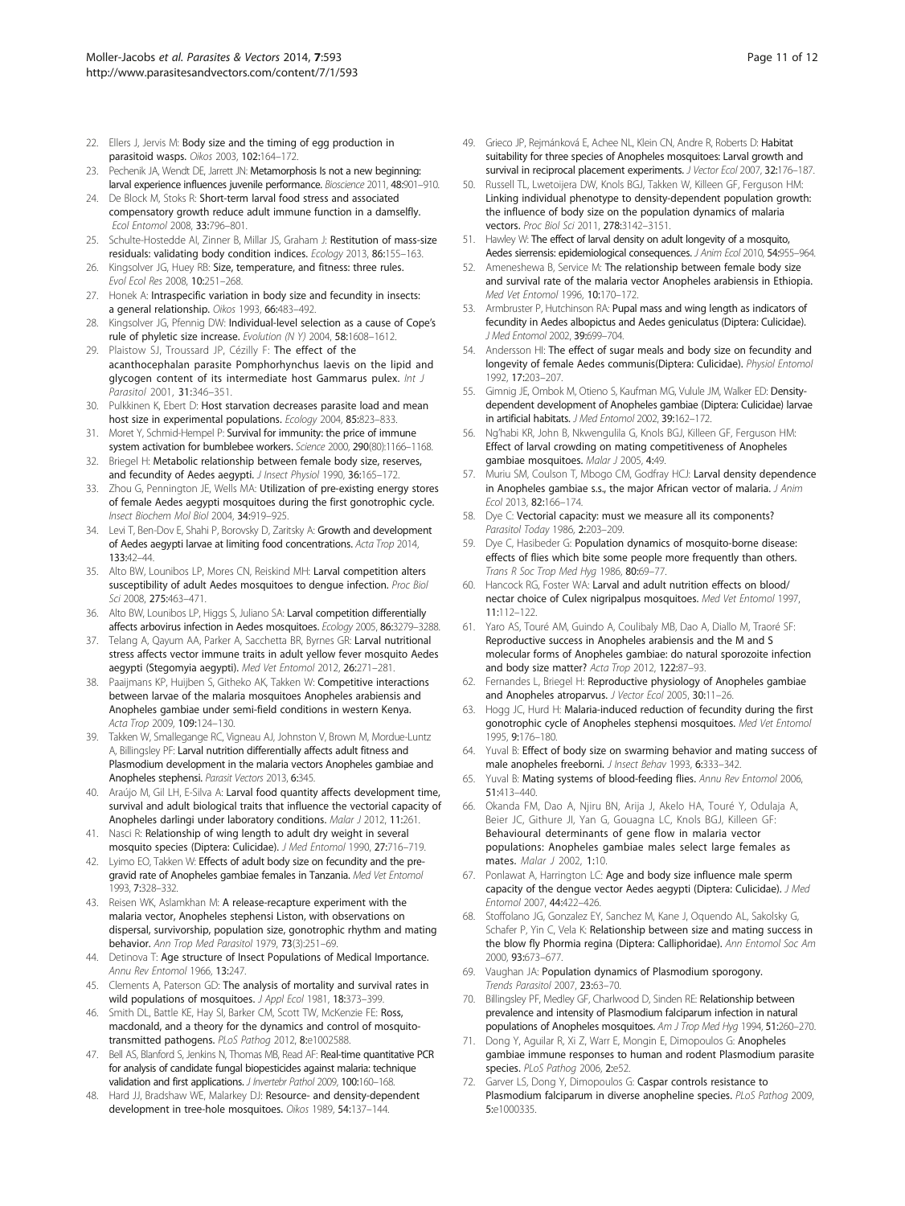22. Ellers J, Jervis M: **Body size and the timing of egg production in parasitoid wasps.** *Oikos* 2003, **102:**164–172.
23. Pechenik JA, Wendt DE, Jarrett JN: **Metamorphosis Is not a new beginning: larval experience influences juvenile performance.** *Bioscience* 2011, **48:**901–910.
24. De Block M, Stoks R: **Short-term larval food stress and associated compensatory growth reduce adult immune function in a damselfly.** *Ecol Entomol* 2008, **33:**796–801.
25. Schulte-Hostedde AI, Zinner B, Millar JS, Graham J: **Restitution of mass-size residuals: validating body condition indices.** *Ecology* 2013, **86:**155–163.
26. Kingsolver JG, Huey RB: **Size, temperature, and fitness: three rules.** *Evol Ecol Res* 2008, **10:**251–268.
27. Honek A: **Intraspecific variation in body size and fecundity in insects: a general relationship.** *Oikos* 1993, **66:**483–492.
28. Kingsolver JG, Pfennig DW: **Individual-level selection as a cause of Cope's rule of phyletic size increase.** *Evolution (N Y)* 2004, **58:**1608–1612.
29. Plaistow SJ, Troussard JP, Cézilly F: **The effect of the acanthocephalan parasite Pomphorhynchus laevis on the lipid and glycogen content of its intermediate host Gammarus pulex.** *Int J Parasitol* 2001, **31:**346–351.
30. Pulkkinen K, Ebert D: **Host starvation decreases parasite load and mean host size in experimental populations.** *Ecology* 2004, **85:**823–833.
31. Moret Y, Schmid-Hempel P: **Survival for immunity: the price of immune system activation for bumblebee workers.** *Science* 2000, **290**(80):1166–1168.
32. Briegel H: **Metabolic relationship between female body size, reserves, and fecundity of Aedes aegypti.** *J Insect Physiol* 1990, **36:**165–172.
33. Zhou G, Pennington JE, Wells MA: **Utilization of pre-existing energy stores of female Aedes aegypti mosquitoes during the first gonotrophic cycle.** *Insect Biochem Mol Biol* 2004, **34:**919–925.
34. Levi T, Ben-Dov E, Shahi P, Borovsky D, Zaritsky A: **Growth and development of Aedes aegypti larvae at limiting food concentrations.** *Acta Trop* 2014, **133:**42–44.
35. Alto BW, Lounibos LP, Mores CN, Reiskind MH: **Larval competition alters susceptibility of adult Aedes mosquitoes to dengue infection.** *Proc Biol Sci* 2008, **275:**463–471.
36. Alto BW, Lounibos LP, Higgs S, Juliano SA: **Larval competition differentially affects arbovirus infection in Aedes mosquitoes.** *Ecology* 2005, **86:**3279–3288.
37. Telang A, Qayum AA, Parker A, Sacchetta BR, Byrnes GR: **Larval nutritional stress affects vector immune traits in adult yellow fever mosquito Aedes aegypti (Stegomyia aegypti).** *Med Vet Entomol* 2012, **26:**271–281.
38. Paaijmans KP, Huijben S, Githeko AK, Takken W: **Competitive interactions between larvae of the malaria mosquitoes Anopheles arabiensis and Anopheles gambiae under semi-field conditions in western Kenya.** *Acta Trop* 2009, **109:**124–130.
39. Takken W, Smallegange RC, Vigneau AJ, Johnston V, Brown M, Mordue-Luntz A, Billingsley PF: **Larval nutrition differentially affects adult fitness and Plasmodium development in the malaria vectors Anopheles gambiae and Anopheles stephensi.** *Parasit Vectors* 2013, **6:**345.
40. Araújo M, Gil LH, E-Silva A: **Larval food quantity affects development time, survival and adult biological traits that influence the vectorial capacity of Anopheles darlingi under laboratory conditions.** *Malar J* 2012, **11:**261.
41. Nasci R: **Relationship of wing length to adult dry weight in several mosquito species (Diptera: Culicidae).** *J Med Entomol* 1990, **27:**716–719.
42. Lyimo EO, Takken W: **Effects of adult body size on fecundity and the pre-gravid rate of Anopheles gambiae females in Tanzania.** *Med Vet Entomol* 1993, **7:**328–332.
43. Reisen WK, Aslamkhan M: **A release-recapture experiment with the malaria vector, Anopheles stephensi Liston, with observations on dispersal, survivorship, population size, gonotrophic rhythm and mating behavior.** *Ann Trop Med Parasitol* 1979, **73**(3):251–69.
44. Detinova T: **Age structure of Insect Populations of Medical Importance.** *Annu Rev Entomol* 1966, **13:**247.
45. Clements A, Paterson GD: **The analysis of mortality and survival rates in wild populations of mosquitoes.** *J Appl Ecol* 1981, **18:**373–399.
46. Smith DL, Battle KE, Hay SI, Barker CM, Scott TW, McKenzie FE: **Ross, macdonald, and a theory for the dynamics and control of mosquito-transmitted pathogens.** *PLoS Pathog* 2012, **8:**e1002588.
47. Bell AS, Blanford S, Jenkins N, Thomas MB, Read AF: **Real-time quantitative PCR for analysis of candidate fungal biopesticides against malaria: technique validation and first applications.** *J Invertebr Pathol* 2009, **100:**160–168.
48. Hard JJ, Bradshaw WE, Malarkey DJ: **Resource- and density-dependent development in tree-hole mosquitoes.** *Oikos* 1989, **54:**137–144.
49. Grieco JP, Rejmánková E, Achee NL, Klein CN, Andre R, Roberts D: **Habitat suitability for three species of Anopheles mosquitoes: Larval growth and survival in reciprocal placement experiments.** *J Vector Ecol* 2007, **32:**176–187.
50. Russell TL, Lwetoijera DW, Knols BGJ, Takken W, Killeen GF, Ferguson HM: **Linking individual phenotype to density-dependent population growth: the influence of body size on the population dynamics of malaria vectors.** *Proc Biol Sci* 2011, **278:**3142–3151.
51. Hawley W: **The effect of larval density on adult longevity of a mosquito, Aedes sierrensis: epidemiological consequences.** *J Anim Ecol* 2010, **54:**955–964.
52. Ameneshewa B, Service M: **The relationship between female body size and survival rate of the malaria vector Anopheles arabiensis in Ethiopia.** *Med Vet Entomol* 1996, **10:**170–172.
53. Armbruster P, Hutchinson RA: **Pupal mass and wing length as indicators of fecundity in Aedes albopictus and Aedes geniculatus (Diptera: Culicidae).** *J Med Entomol* 2002, **39:**699–704.
54. Andersson HI: **The effect of sugar meals and body size on fecundity and longevity of female Aedes communis(Diptera: Culicidae).** *Physiol Entomol* 1992, **17:**203–207.
55. Gimnig JE, Ombok M, Otieno S, Kaufman MG, Vulule JM, Walker ED: **Density-dependent development of Anopheles gambiae (Diptera: Culicidae) larvae in artificial habitats.** *J Med Entomol* 2002, **39:**162–172.
56. Ng'habi KR, John B, Nkwengulila G, Knols BGJ, Killeen GF, Ferguson HM: **Effect of larval crowding on mating competitiveness of Anopheles gambiae mosquitoes.** *Malar J* 2005, **4:**49.
57. Muriu SM, Coulson T, Mbogo CM, Godfray HCJ: **Larval density dependence in Anopheles gambiae s.s., the major African vector of malaria.** *J Anim Ecol* 2013, **82:**166–174.
58. Dye C: **Vectorial capacity: must we measure all its components?** *Parasitol Today* 1986, **2:**203–209.
59. Dye C, Hasibeder G: **Population dynamics of mosquito-borne disease: effects of flies which bite some people more frequently than others.** *Trans R Soc Trop Med Hyg* 1986, **80:**69–77.
60. Hancock RG, Foster WA: **Larval and adult nutrition effects on blood/nectar choice of Culex nigripalpus mosquitoes.** *Med Vet Entomol* 1997, **11:**112–122.
61. Yaro AS, Touré AM, Guindo A, Coulibaly MB, Dao A, Diallo M, Traoré SF: **Reproductive success in Anopheles arabiensis and the M and S molecular forms of Anopheles gambiae: do natural sporozoite infection and body size matter?** *Acta Trop* 2012, **122:**87–93.
62. Fernandes L, Briegel H: **Reproductive physiology of Anopheles gambiae and Anopheles atroparvus.** *J Vector Ecol* 2005, **30:**11–26.
63. Hogg JC, Hurd H: **Malaria-induced reduction of fecundity during the first gonotrophic cycle of Anopheles stephensi mosquitoes.** *Med Vet Entomol* 1995, **9:**176–180.
64. Yuval B: **Effect of body size on swarming behavior and mating success of male anopheles freeborni.** *J Insect Behav* 1993, **6:**333–342.
65. Yuval B: **Mating systems of blood-feeding flies.** *Annu Rev Entomol* 2006, **51:**413–440.
66. Okanda FM, Dao A, Njiru BN, Arija J, Akelo HA, Touré Y, Odulaja A, Beier JC, Githure JI, Yan G, Gouagna LC, Knols BGJ, Killeen GF: **Behavioural determinants of gene flow in malaria vector populations: Anopheles gambiae males select large females as mates.** *Malar J* 2002, **1:**10.
67. Ponlawat A, Harrington LC: **Age and body size influence male sperm capacity of the dengue vector Aedes aegypti (Diptera: Culicidae).** *J Med Entomol* 2007, **44:**422–426.
68. Stoffolano JG, Gonzalez EY, Sanchez M, Kane J, Oquendo AL, Sakolsky G, Schafer P, Yin C, Vela K: **Relationship between size and mating success in the blow fly Phormia regina (Diptera: Calliphoridae).** *Ann Entomol Soc Am* 2000, **93:**673–677.
69. Vaughan JA: **Population dynamics of Plasmodium sporogony.** *Trends Parasitol* 2007, **23:**63–70.
70. Billingsley PF, Medley GF, Charlwood D, Sinden RE: **Relationship between prevalence and intensity of Plasmodium falciparum infection in natural populations of Anopheles mosquitoes.** *Am J Trop Med Hyg* 1994, **51:**260–270.
71. Dong Y, Aguilar R, Xi Z, Warr E, Mongin E, Dimopoulos G: **Anopheles gambiae immune responses to human and rodent Plasmodium parasite species.** *PLoS Pathog* 2006, **2:**e52.
72. Garver LS, Dong Y, Dimopoulos G: **Caspar controls resistance to Plasmodium falciparum in diverse anopheline species.** *PLoS Pathog* 2009, **5:**e1000335.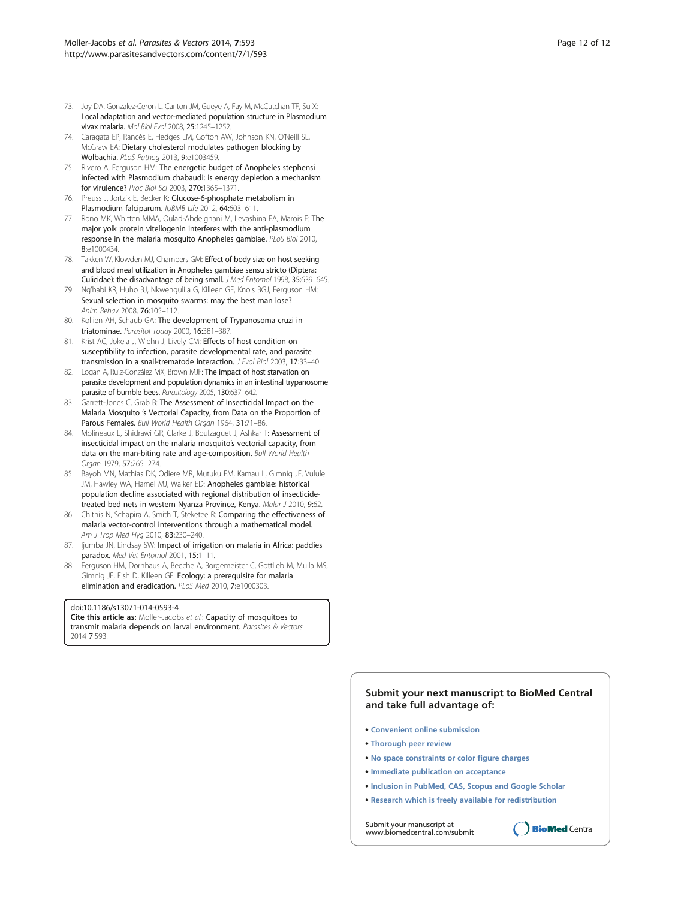73. Joy DA, Gonzalez-Ceron L, Carlton JM, Gueye A, Fay M, McCutchan TF, Su X: Local adaptation and vector-mediated population structure in Plasmodium vivax malaria. *Mol Biol Evol* 2008, **25:**1245–1252.
74. Caragata EP, Rancès E, Hedges LM, Gofton AW, Johnson KN, O'Neill SL, McGraw EA: Dietary cholesterol modulates pathogen blocking by Wolbachia. *PLoS Pathog* 2013, **9:**e1003459.
75. Rivero A, Ferguson HM: The energetic budget of Anopheles stephensi infected with Plasmodium chabaudi: is energy depletion a mechanism for virulence? *Proc Biol Sci* 2003, **270:**1365–1371.
76. Preuss J, Jortzik E, Becker K: Glucose-6-phosphate metabolism in Plasmodium falciparum. *IUBMB Life* 2012, **64:**603–611.
77. Rono MK, Whitten MMA, Oulad-Abdelghani M, Levashina EA, Marois E: The major yolk protein vitellogenin interferes with the anti-plasmodium response in the malaria mosquito Anopheles gambiae. *PLoS Biol* 2010, **8:**e1000434.
78. Takken W, Klowden MJ, Chambers GM: Effect of body size on host seeking and blood meal utilization in Anopheles gambiae sensu stricto (Diptera: Culicidae): the disadvantage of being small. *J Med Entomol* 1998, **35:**639–645.
79. Ng'habi KR, Huho BJ, Nkwengulila G, Killeen GF, Knols BGJ, Ferguson HM: Sexual selection in mosquito swarms: may the best man lose? *Anim Behav* 2008, **76:**105–112.
80. Kollien AH, Schaub GA: The development of Trypanosoma cruzi in triatominae. *Parasitol Today* 2000, **16:**381–387.
81. Krist AC, Jokela J, Wiehn J, Lively CM: Effects of host condition on susceptibility to infection, parasite developmental rate, and parasite transmission in a snail-trematode interaction. *J Evol Biol* 2003, **17:**33–40.
82. Logan A, Ruiz-González MX, Brown MJF: The impact of host starvation on parasite development and population dynamics in an intestinal trypanosome parasite of bumble bees. *Parasitology* 2005, **130:**637–642.
83. Garrett-Jones C, Grab B: The Assessment of Insecticidal Impact on the Malaria Mosquito 's Vectorial Capacity, from Data on the Proportion of Parous Females. *Bull World Health Organ* 1964, **31:**71–86.
84. Molineaux L, Shidrawi GR, Clarke J, Boulzaguet J, Ashkar T: Assessment of insecticidal impact on the malaria mosquito's vectorial capacity, from data on the man-biting rate and age-composition. *Bull World Health Organ* 1979, **57:**265–274.
85. Bayoh MN, Mathias DK, Odiere MR, Mutuku FM, Kamau L, Gimnig JE, Vulule JM, Hawley WA, Hamel MJ, Walker ED: Anopheles gambiae: historical population decline associated with regional distribution of insecticide-treated bed nets in western Nyanza Province, Kenya. *Malar J* 2010, **9:**62.
86. Chitnis N, Schapira A, Smith T, Steketee R: Comparing the effectiveness of malaria vector-control interventions through a mathematical model. *Am J Trop Med Hyg* 2010, **83:**230–240.
87. Ijumba JN, Lindsay SW: Impact of irrigation on malaria in Africa: paddies paradox. *Med Vet Entomol* 2001, **15:**1–11.
88. Ferguson HM, Dornhaus A, Beeche A, Borgemeister C, Gottlieb M, Mulla MS, Gimnig JE, Fish D, Killeen GF: Ecology: a prerequisite for malaria elimination and eradication. *PLoS Med* 2010, **7:**e1000303.

doi:10.1186/s13071-014-0593-4

**Cite this article as:** Moller-Jacobs *et al.*: Capacity of mosquitoes to transmit malaria depends on larval environment. *Parasites & Vectors* 2014 **7**:593.

**Submit your next manuscript to BioMed Central and take full advantage of:**

- Convenient online submission
- Thorough peer review
- No space constraints or color figure charges
- Immediate publication on acceptance
- Inclusion in PubMed, CAS, Scopus and Google Scholar
- Research which is freely available for redistribution

Submit your manuscript at www.biomedcentral.com/submit

BioMed Central